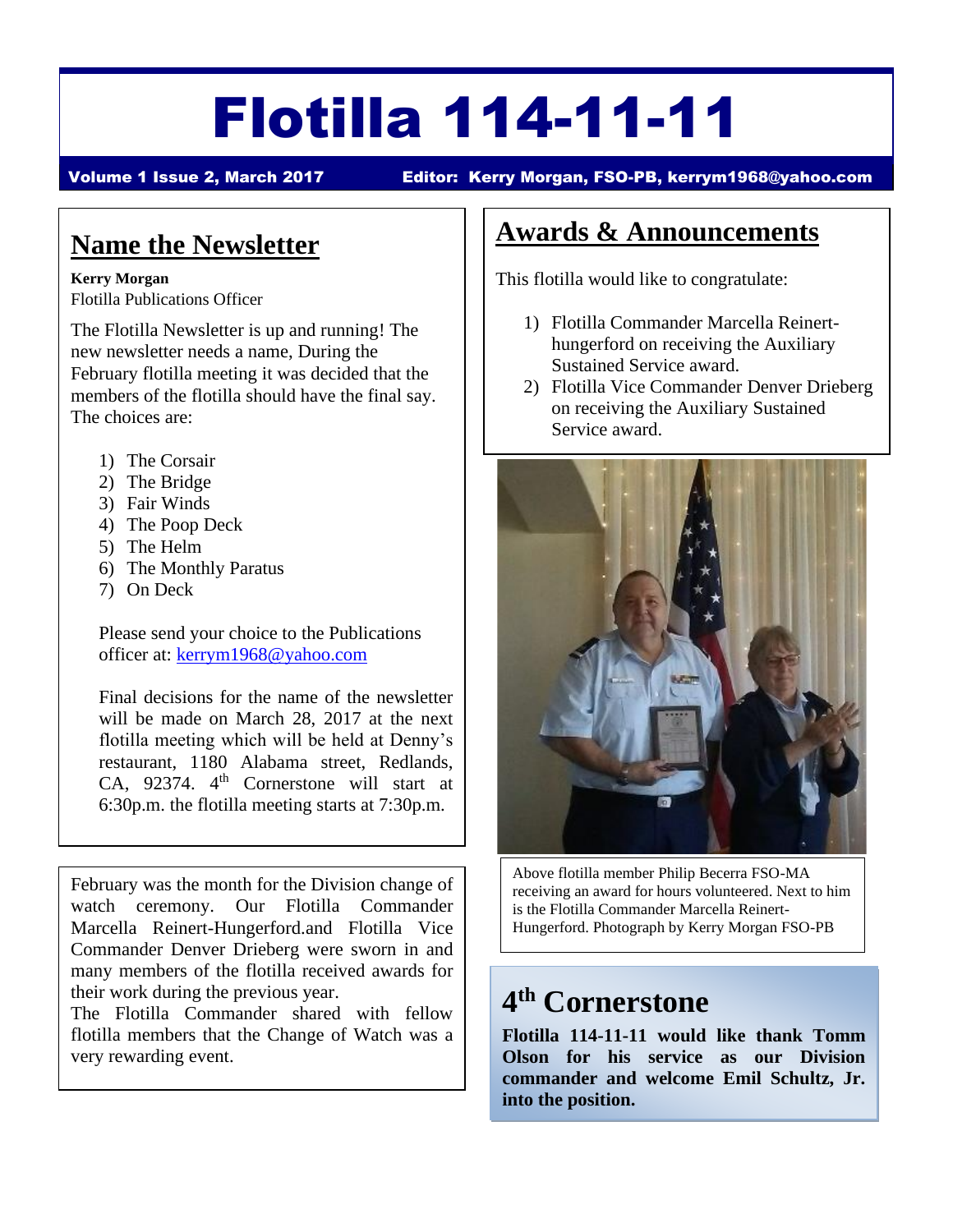# Flotilla 114-11-11

**Volume 1 Issue 2, March 2017** **Editor: Kerry Morgan, FSO-PB, kerrym1968@yahoo.com**

## Name the Newsletter

**Kerry Morgan**
Flotilla Publications Officer

The Flotilla Newsletter is up and running! The new newsletter needs a name, During the February flotilla meeting it was decided that the members of the flotilla should have the final say. The choices are:

1) The Corsair
2) The Bridge
3) Fair Winds
4) The Poop Deck
5) The Helm
6) The Monthly Paratus
7) On Deck

Please send your choice to the Publications officer at: kerrym1968@yahoo.com

Final decisions for the name of the newsletter will be made on March 28, 2017 at the next flotilla meeting which will be held at Denny's restaurant, 1180 Alabama street, Redlands, CA, 92374. 4th Cornerstone will start at 6:30p.m. the flotilla meeting starts at 7:30p.m.

February was the month for the Division change of watch ceremony. Our Flotilla Commander Marcella Reinert-Hungerford.and Flotilla Vice Commander Denver Drieberg were sworn in and many members of the flotilla received awards for their work during the previous year.
The Flotilla Commander shared with fellow flotilla members that the Change of Watch was a very rewarding event.

## Awards & Announcements

This flotilla would like to congratulate:

1) Flotilla Commander Marcella Reinert-hungerford on receiving the Auxiliary Sustained Service award.
2) Flotilla Vice Commander Denver Drieberg on receiving the Auxiliary Sustained Service award.

Above flotilla member Philip Becerra FSO-MA receiving an award for hours volunteered. Next to him is the Flotilla Commander Marcella Reinert-Hungerford. Photograph by Kerry Morgan FSO-PB

## 4th Cornerstone

**Flotilla 114-11-11 would like thank Tomm Olson for his service as our Division commander and welcome Emil Schultz, Jr. into the position.**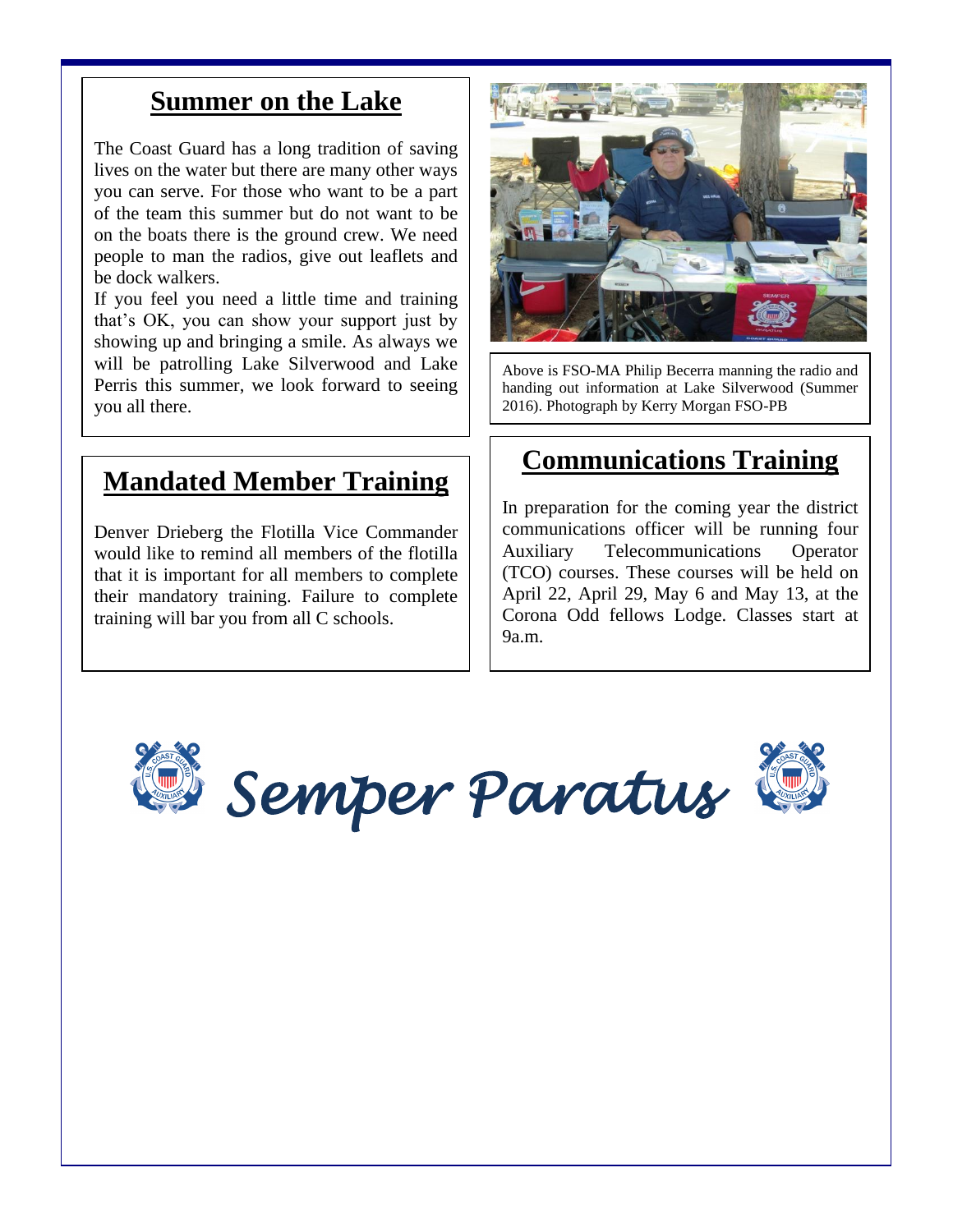## Summer on the Lake

The Coast Guard has a long tradition of saving lives on the water but there are many other ways you can serve. For those who want to be a part of the team this summer but do not want to be on the boats there is the ground crew. We need people to man the radios, give out leaflets and be dock walkers.

If you feel you need a little time and training that's OK, you can show your support just by showing up and bringing a smile. As always we will be patrolling Lake Silverwood and Lake Perris this summer, we look forward to seeing you all there.

Above is FSO-MA Philip Becerra manning the radio and handing out information at Lake Silverwood (Summer 2016). Photograph by Kerry Morgan FSO-PB

## Mandated Member Training

Denver Drieberg the Flotilla Vice Commander would like to remind all members of the flotilla that it is important for all members to complete their mandatory training. Failure to complete training will bar you from all C schools.

## Communications Training

In preparation for the coming year the district communications officer will be running four Auxiliary Telecommunications Operator (TCO) courses. These courses will be held on April 22, April 29, May 6 and May 13, at the Corona Odd fellows Lodge. Classes start at 9a.m.

*Semper Paratus*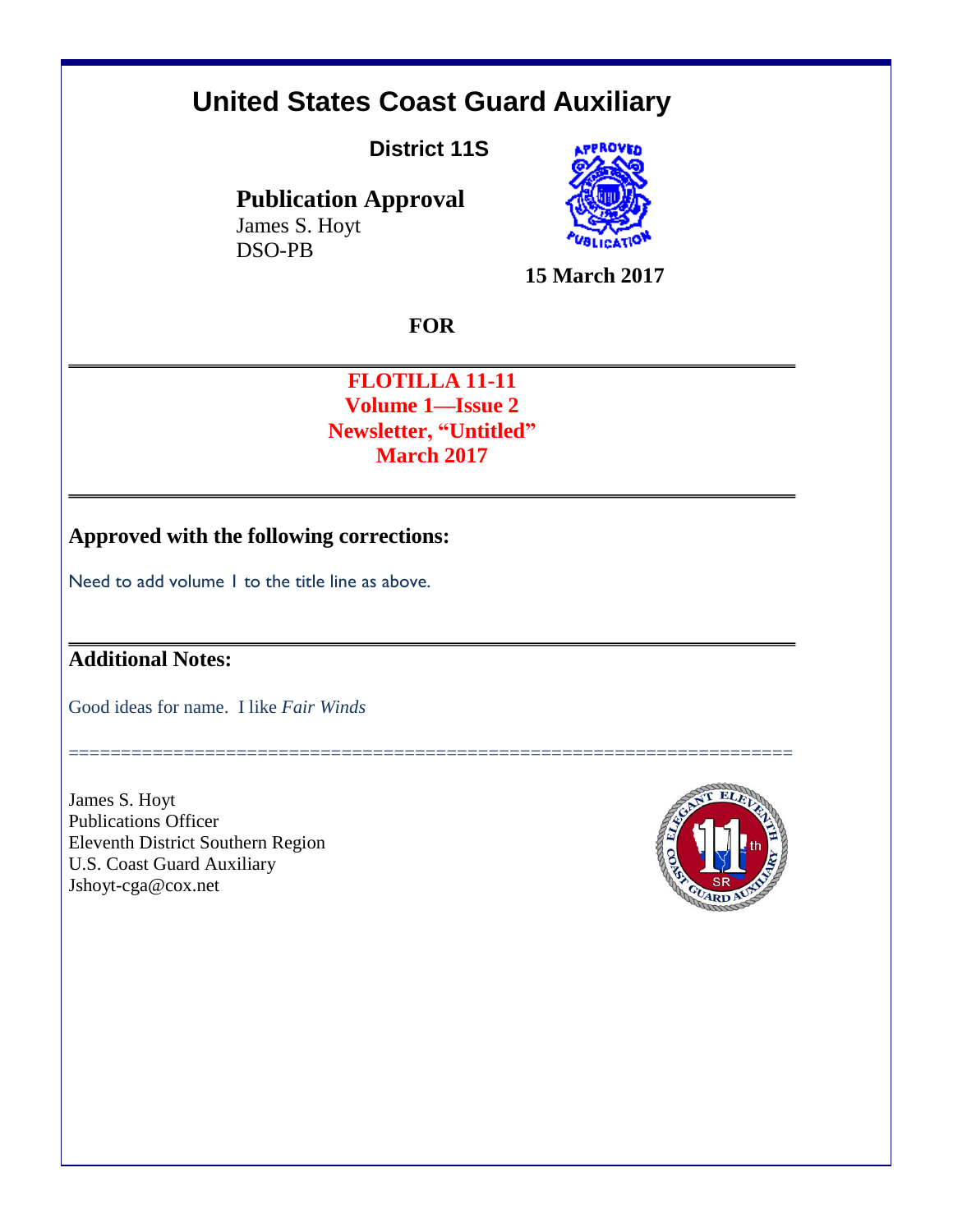# United States Coast Guard Auxiliary

**District 11S**

**Publication Approval**
James S. Hoyt
DSO-PB

**15 March 2017**

**FOR**

---

**FLOTILLA 11-11**
**Volume 1—Issue 2**
**Newsletter, "Untitled"**
**March 2017**

---

**Approved with the following corrections:**

Need to add volume 1 to the title line as above.

---

**Additional Notes:**

Good ideas for name. I like *Fair Winds*

====================================================================

James S. Hoyt
Publications Officer
Eleventh District Southern Region
U.S. Coast Guard Auxiliary
Jshoyt-cga@cox.net